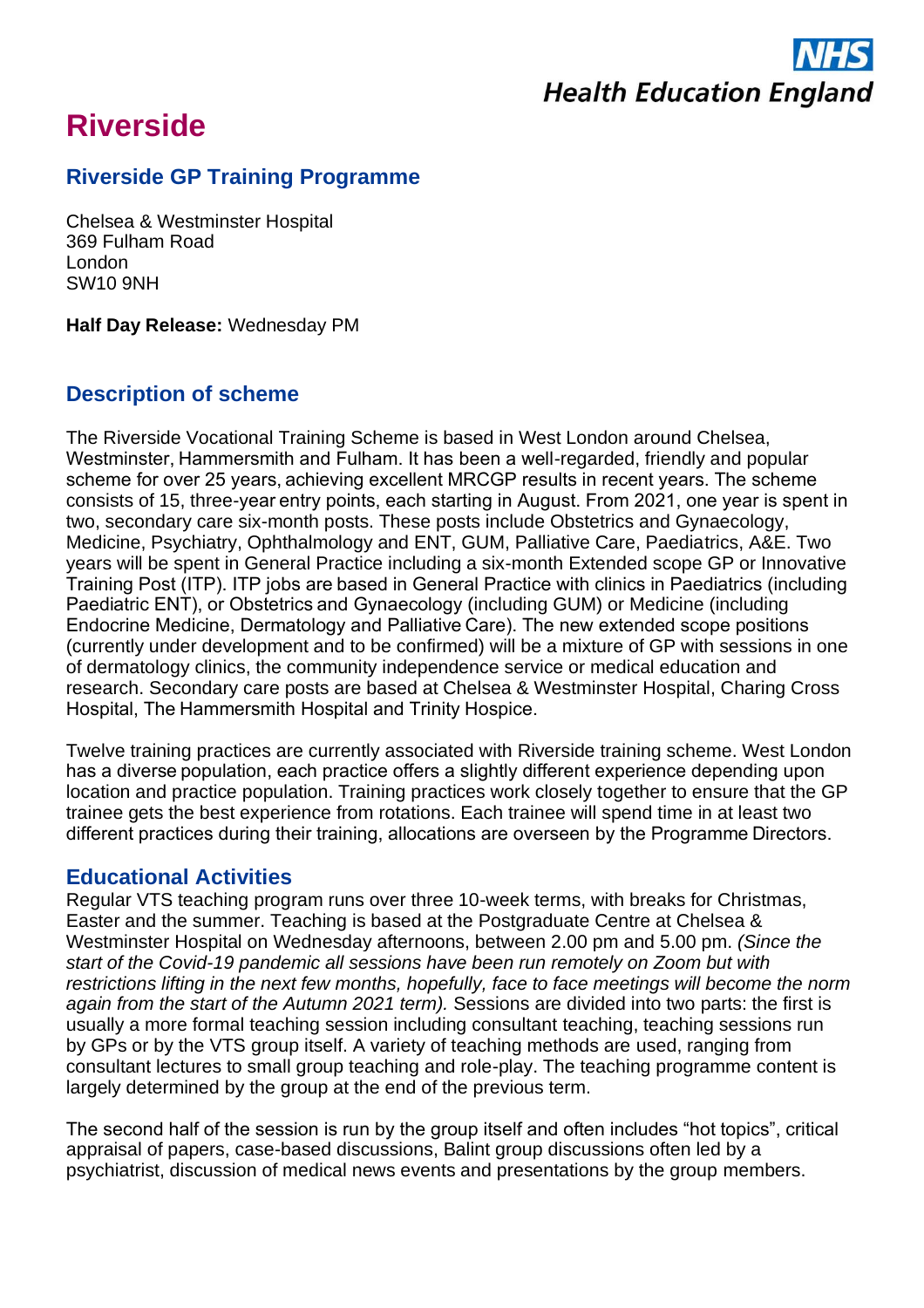NHS Health Education England

# Riverside

## Riverside GP Training Programme

Chelsea & Westminster Hospital
369 Fulham Road
London
SW10 9NH

**Half Day Release:** Wednesday PM

## Description of scheme

The Riverside Vocational Training Scheme is based in West London around Chelsea, Westminster, Hammersmith and Fulham. It has been a well-regarded, friendly and popular scheme for over 25 years, achieving excellent MRCGP results in recent years. The scheme consists of 15, three-year entry points, each starting in August. From 2021, one year is spent in two, secondary care six-month posts. These posts include Obstetrics and Gynaecology, Medicine, Psychiatry, Ophthalmology and ENT, GUM, Palliative Care, Paediatrics, A&E. Two years will be spent in General Practice including a six-month Extended scope GP or Innovative Training Post (ITP). ITP jobs are based in General Practice with clinics in Paediatrics (including Paediatric ENT), or Obstetrics and Gynaecology (including GUM) or Medicine (including Endocrine Medicine, Dermatology and Palliative Care). The new extended scope positions (currently under development and to be confirmed) will be a mixture of GP with sessions in one of dermatology clinics, the community independence service or medical education and research. Secondary care posts are based at Chelsea & Westminster Hospital, Charing Cross Hospital, The Hammersmith Hospital and Trinity Hospice.

Twelve training practices are currently associated with Riverside training scheme. West London has a diverse population, each practice offers a slightly different experience depending upon location and practice population. Training practices work closely together to ensure that the GP trainee gets the best experience from rotations. Each trainee will spend time in at least two different practices during their training, allocations are overseen by the Programme Directors.

## Educational Activities

Regular VTS teaching program runs over three 10-week terms, with breaks for Christmas, Easter and the summer. Teaching is based at the Postgraduate Centre at Chelsea & Westminster Hospital on Wednesday afternoons, between 2.00 pm and 5.00 pm. *(Since the start of the Covid-19 pandemic all sessions have been run remotely on Zoom but with restrictions lifting in the next few months, hopefully, face to face meetings will become the norm again from the start of the Autumn 2021 term).* Sessions are divided into two parts: the first is usually a more formal teaching session including consultant teaching, teaching sessions run by GPs or by the VTS group itself. A variety of teaching methods are used, ranging from consultant lectures to small group teaching and role-play. The teaching programme content is largely determined by the group at the end of the previous term.

The second half of the session is run by the group itself and often includes "hot topics", critical appraisal of papers, case-based discussions, Balint group discussions often led by a psychiatrist, discussion of medical news events and presentations by the group members.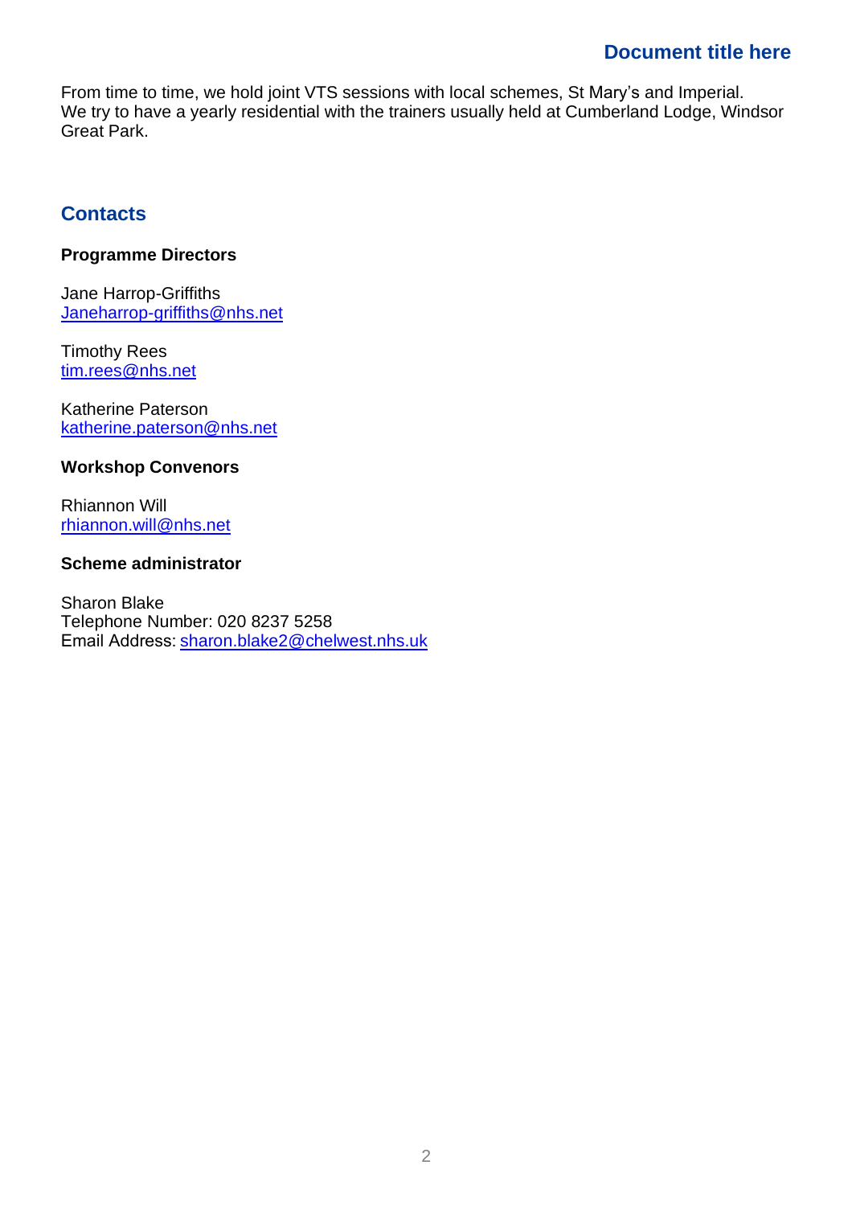From time to time, we hold joint VTS sessions with local schemes, St Mary's and Imperial. We try to have a yearly residential with the trainers usually held at Cumberland Lodge, Windsor Great Park.

## Contacts

**Programme Directors**

Jane Harrop-Griffiths
Janeharrop-griffiths@nhs.net

Timothy Rees
tim.rees@nhs.net

Katherine Paterson
katherine.paterson@nhs.net

**Workshop Convenors**

Rhiannon Will
rhiannon.will@nhs.net

**Scheme administrator**

Sharon Blake
Telephone Number: 020 8237 5258
Email Address: sharon.blake2@chelwest.nhs.uk